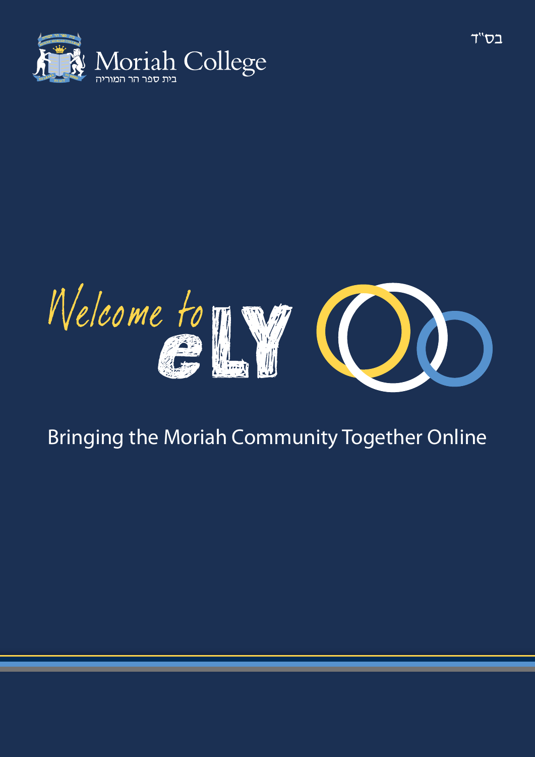בס"ד

Moriah College
בית ספר הר המוריה

# Welcome to eLY

## Bringing the Moriah Community Together Online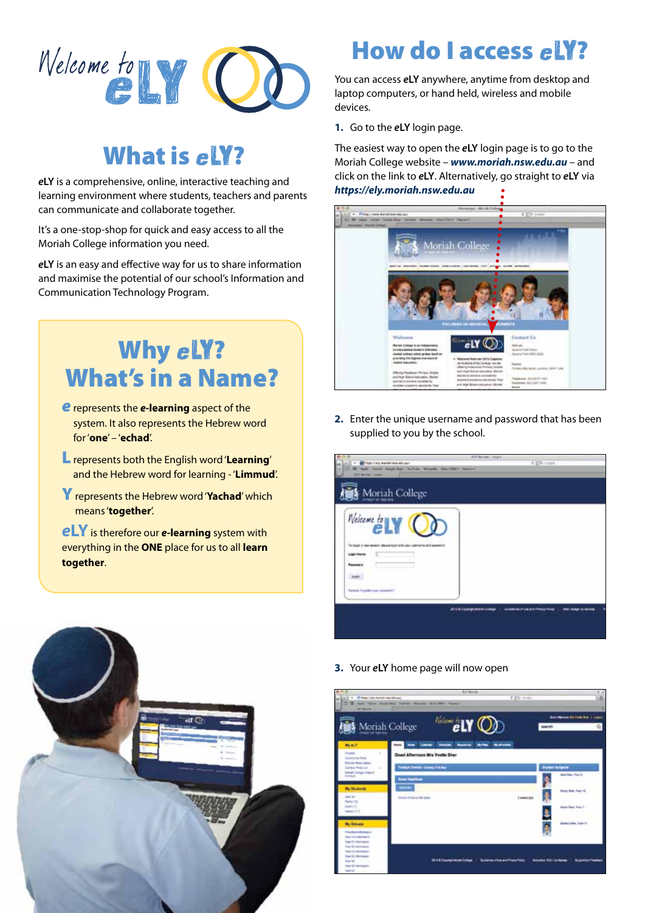# Welcome to eLY

## What is eLY?

***eLY*** is a comprehensive, online, interactive teaching and learning environment where students, teachers and parents can communicate and collaborate together.

It's a one-stop-shop for quick and easy access to all the Moriah College information you need.

***eLY*** is an easy and effective way for us to share information and maximise the potential of our school's Information and Communication Technology Program.

## Why eLY? What's in a Name?

**e** represents the ***e*-learning** aspect of the system. It also represents the Hebrew word for '**one**' – '**echad**'.

**L** represents both the English word '**Learning**' and the Hebrew word for learning - '**Limmud**'.

**Y** represents the Hebrew word '**Yachad**' which means '**together**'.

**eLY** is therefore our ***e*-learning** system with everything in the **ONE** place for us to all **learn together**.

## How do I access eLY?

You can access ***eLY*** anywhere, anytime from desktop and laptop computers, or hand held, wireless and mobile devices.

**1.** Go to the ***eLY*** login page.

The easiest way to open the ***eLY*** login page is to go to the Moriah College website – ***www.moriah.nsw.edu.au*** – and click on the link to ***eLY***. Alternatively, go straight to ***eLY*** via ***https://ely.moriah.nsw.edu.au***

**2.** Enter the unique username and password that has been supplied to you by the school.

**3.** Your ***eLY*** home page will now open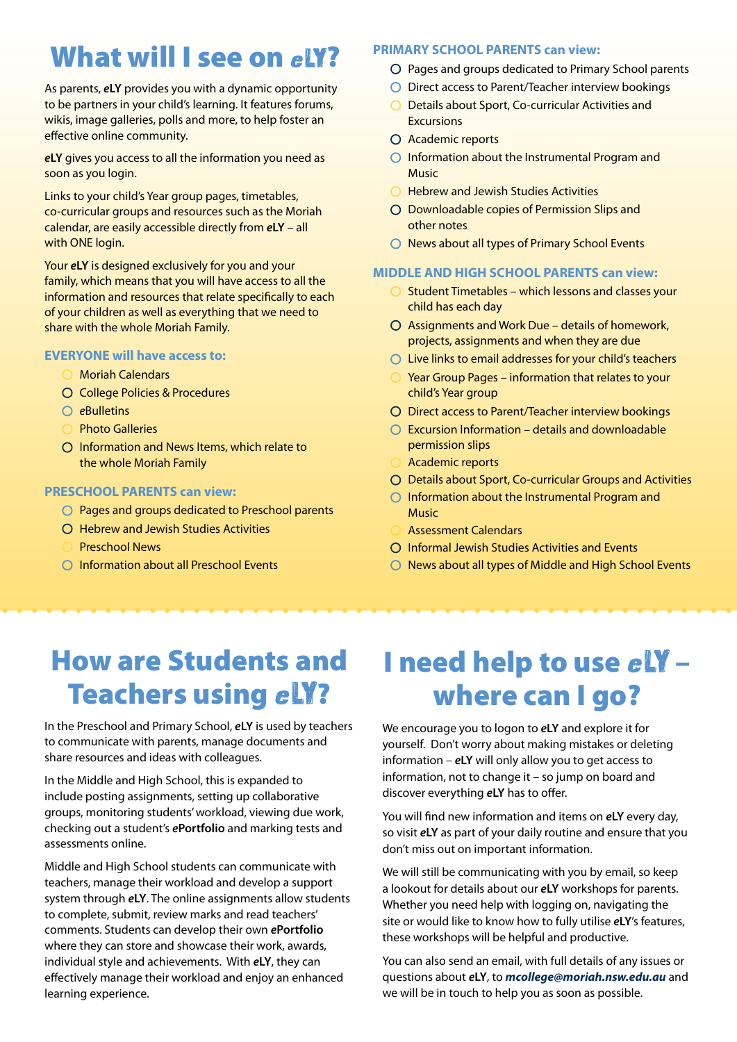# What will I see on *eLY*?

As parents, **eLY** provides you with a dynamic opportunity to be partners in your child's learning. It features forums, wikis, image galleries, polls and more, to help foster an effective online community.

**eLY** gives you access to all the information you need as soon as you login.

Links to your child's Year group pages, timetables, co-curricular groups and resources such as the Moriah calendar, are easily accessible directly from ***eLY*** – all with ONE login.

Your ***eLY*** is designed exclusively for you and your family, which means that you will have access to all the information and resources that relate specifically to each of your children as well as everything that we need to share with the whole Moriah Family.

### EVERYONE will have access to:

- Moriah Calendars
- College Policies & Procedures
- *e*Bulletins
- Photo Galleries
- Information and News Items, which relate to the whole Moriah Family

### PRESCHOOL PARENTS can view:

- Pages and groups dedicated to Preschool parents
- Hebrew and Jewish Studies Activities
- Preschool News
- Information about all Preschool Events

### PRIMARY SCHOOL PARENTS can view:

- Pages and groups dedicated to Primary School parents
- Direct access to Parent/Teacher interview bookings
- Details about Sport, Co-curricular Activities and Excursions
- Academic reports
- Information about the Instrumental Program and Music
- Hebrew and Jewish Studies Activities
- Downloadable copies of Permission Slips and other notes
- News about all types of Primary School Events

### MIDDLE AND HIGH SCHOOL PARENTS can view:

- Student Timetables – which lessons and classes your child has each day
- Assignments and Work Due – details of homework, projects, assignments and when they are due
- Live links to email addresses for your child's teachers
- Year Group Pages – information that relates to your child's Year group
- Direct access to Parent/Teacher interview bookings
- Excursion Information – details and downloadable permission slips
- Academic reports
- Details about Sport, Co-curricular Groups and Activities
- Information about the Instrumental Program and Music
- Assessment Calendars
- Informal Jewish Studies Activities and Events
- News about all types of Middle and High School Events

# How are Students and Teachers using *eLY*?

In the Preschool and Primary School, ***eLY*** is used by teachers to communicate with parents, manage documents and share resources and ideas with colleagues.

In the Middle and High School, this is expanded to include posting assignments, setting up collaborative groups, monitoring students' workload, viewing due work, checking out a student's ***ePortfolio*** and marking tests and assessments online.

Middle and High School students can communicate with teachers, manage their workload and develop a support system through ***eLY***. The online assignments allow students to complete, submit, review marks and read teachers' comments. Students can develop their own ***ePortfolio*** where they can store and showcase their work, awards, individual style and achievements. With ***eLY***, they can effectively manage their workload and enjoy an enhanced learning experience.

# I need help to use *eLY* – where can I go?

We encourage you to logon to **eLY** and explore it for yourself. Don't worry about making mistakes or deleting information – ***eLY*** will only allow you to get access to information, not to change it – so jump on board and discover everything ***eLY*** has to offer.

You will find new information and items on ***eLY*** every day, so visit ***eLY*** as part of your daily routine and ensure that you don't miss out on important information.

We will still be communicating with you by email, so keep a lookout for details about our **eLY** workshops for parents. Whether you need help with logging on, navigating the site or would like to know how to fully utilise ***eLY***'s features, these workshops will be helpful and productive.

You can also send an email, with full details of any issues or questions about ***eLY***, to ***mcollege@moriah.nsw.edu.au*** and we will be in touch to help you as soon as possible.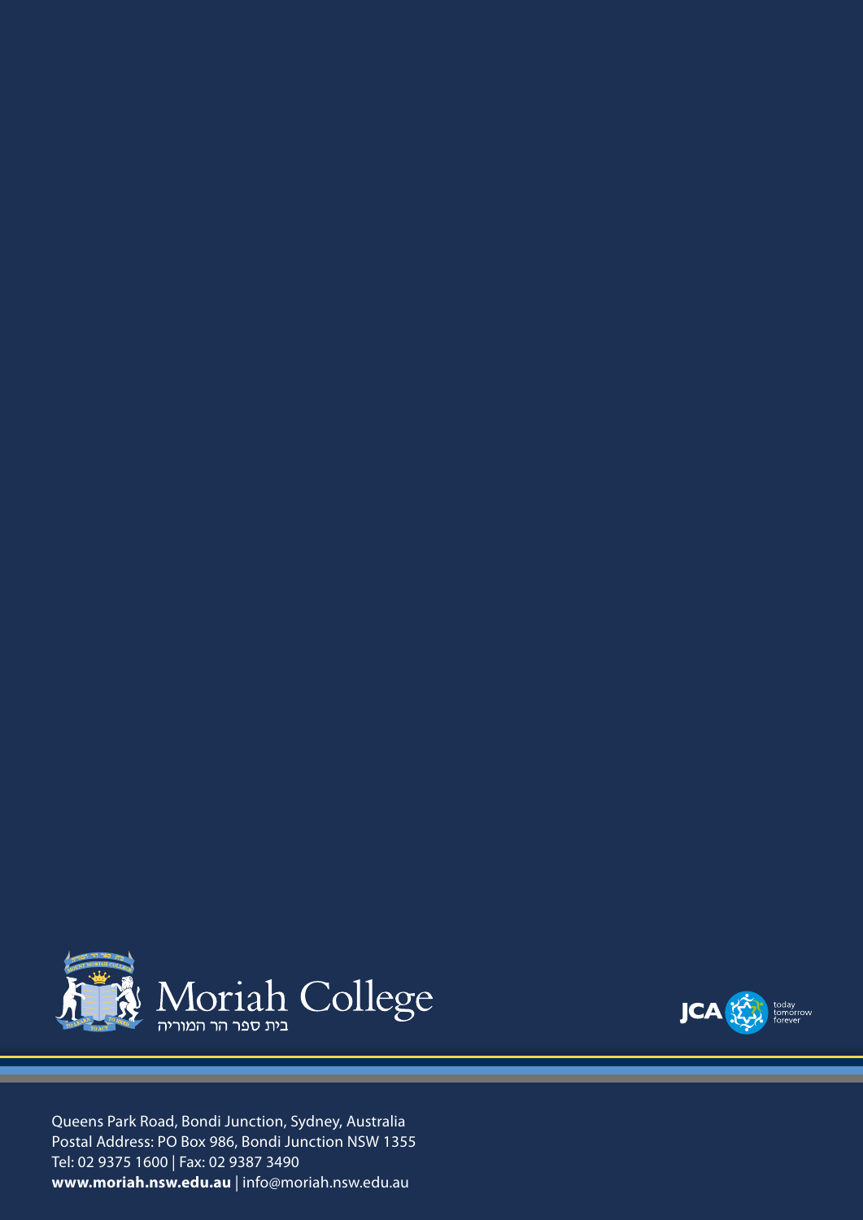Moriah College
בית ספר הר המוריה

JCA today tomorrow forever

Queens Park Road, Bondi Junction, Sydney, Australia
Postal Address: PO Box 986, Bondi Junction NSW 1355
Tel: 02 9375 1600 | Fax: 02 9387 3490
**www.moriah.nsw.edu.au** | info@moriah.nsw.edu.au